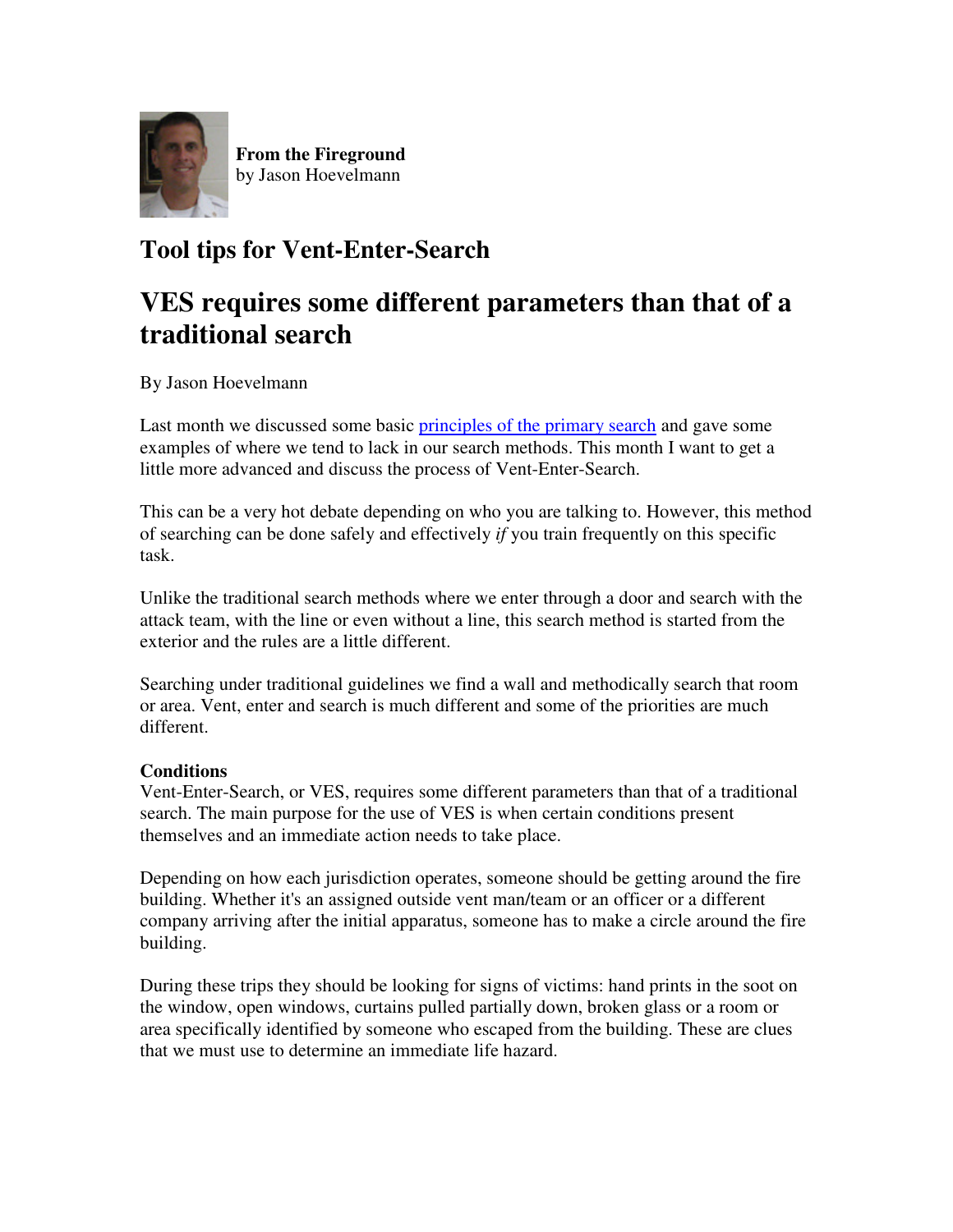**From the Fireground**
by Jason Hoevelmann

# Tool tips for Vent-Enter-Search

## VES requires some different parameters than that of a traditional search

By Jason Hoevelmann

Last month we discussed some basic [principles of the primary search] and gave some examples of where we tend to lack in our search methods. This month I want to get a little more advanced and discuss the process of Vent-Enter-Search.

This can be a very hot debate depending on who you are talking to. However, this method of searching can be done safely and effectively *if* you train frequently on this specific task.

Unlike the traditional search methods where we enter through a door and search with the attack team, with the line or even without a line, this search method is started from the exterior and the rules are a little different.

Searching under traditional guidelines we find a wall and methodically search that room or area. Vent, enter and search is much different and some of the priorities are much different.

**Conditions**
Vent-Enter-Search, or VES, requires some different parameters than that of a traditional search. The main purpose for the use of VES is when certain conditions present themselves and an immediate action needs to take place.

Depending on how each jurisdiction operates, someone should be getting around the fire building. Whether it's an assigned outside vent man/team or an officer or a different company arriving after the initial apparatus, someone has to make a circle around the fire building.

During these trips they should be looking for signs of victims: hand prints in the soot on the window, open windows, curtains pulled partially down, broken glass or a room or area specifically identified by someone who escaped from the building. These are clues that we must use to determine an immediate life hazard.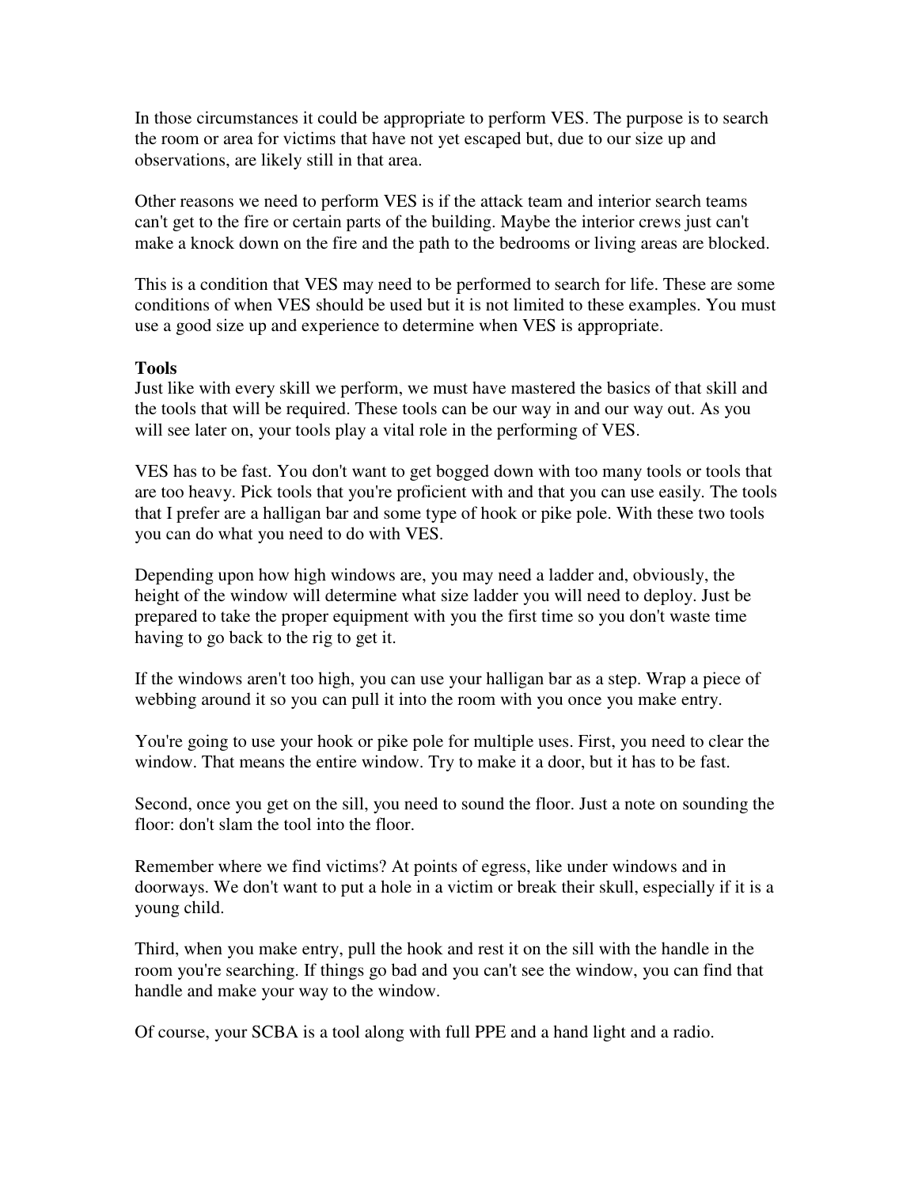In those circumstances it could be appropriate to perform VES. The purpose is to search the room or area for victims that have not yet escaped but, due to our size up and observations, are likely still in that area.

Other reasons we need to perform VES is if the attack team and interior search teams can't get to the fire or certain parts of the building. Maybe the interior crews just can't make a knock down on the fire and the path to the bedrooms or living areas are blocked.

This is a condition that VES may need to be performed to search for life. These are some conditions of when VES should be used but it is not limited to these examples. You must use a good size up and experience to determine when VES is appropriate.

**Tools**

Just like with every skill we perform, we must have mastered the basics of that skill and the tools that will be required. These tools can be our way in and our way out. As you will see later on, your tools play a vital role in the performing of VES.

VES has to be fast. You don't want to get bogged down with too many tools or tools that are too heavy. Pick tools that you're proficient with and that you can use easily. The tools that I prefer are a halligan bar and some type of hook or pike pole. With these two tools you can do what you need to do with VES.

Depending upon how high windows are, you may need a ladder and, obviously, the height of the window will determine what size ladder you will need to deploy. Just be prepared to take the proper equipment with you the first time so you don't waste time having to go back to the rig to get it.

If the windows aren't too high, you can use your halligan bar as a step. Wrap a piece of webbing around it so you can pull it into the room with you once you make entry.

You're going to use your hook or pike pole for multiple uses. First, you need to clear the window. That means the entire window. Try to make it a door, but it has to be fast.

Second, once you get on the sill, you need to sound the floor. Just a note on sounding the floor: don't slam the tool into the floor.

Remember where we find victims? At points of egress, like under windows and in doorways. We don't want to put a hole in a victim or break their skull, especially if it is a young child.

Third, when you make entry, pull the hook and rest it on the sill with the handle in the room you're searching. If things go bad and you can't see the window, you can find that handle and make your way to the window.

Of course, your SCBA is a tool along with full PPE and a hand light and a radio.